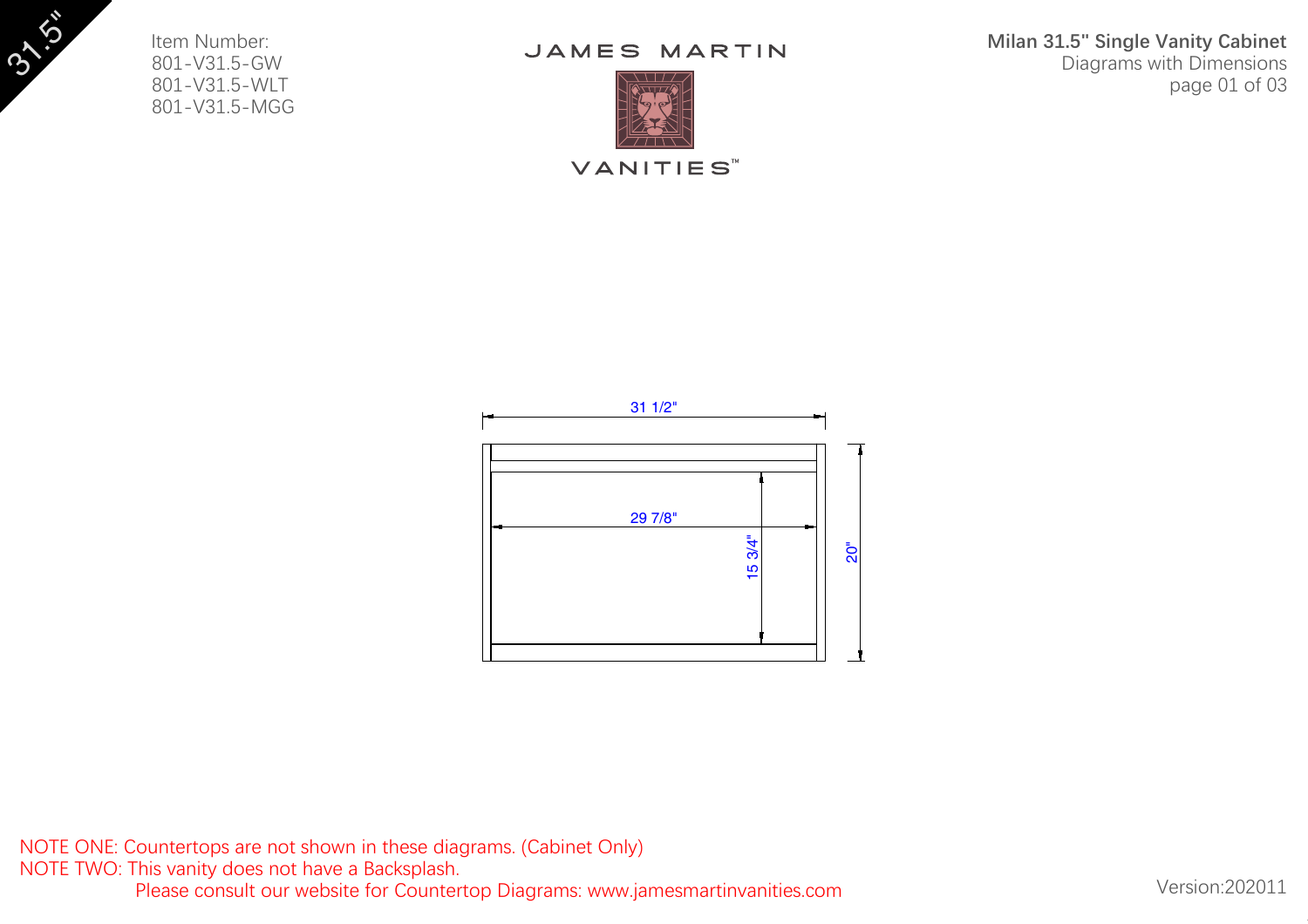31.5"

Item Number:
801-V31.5-GW
801-V31.5-WLT
801-V31.5-MGG

JAMES MARTIN
VANITIES™

**Milan 31.5" Single Vanity Cabinet**
Diagrams with Dimensions

31 1/2"

29 7/8"

15 3/4"

20"

NOTE ONE: Countertops are not shown in these diagrams. (Cabinet Only)
NOTE TWO: This vanity does not have a Backsplash.
Please consult our website for Countertop Diagrams: www.jamesmartinvanities.com

Version:202011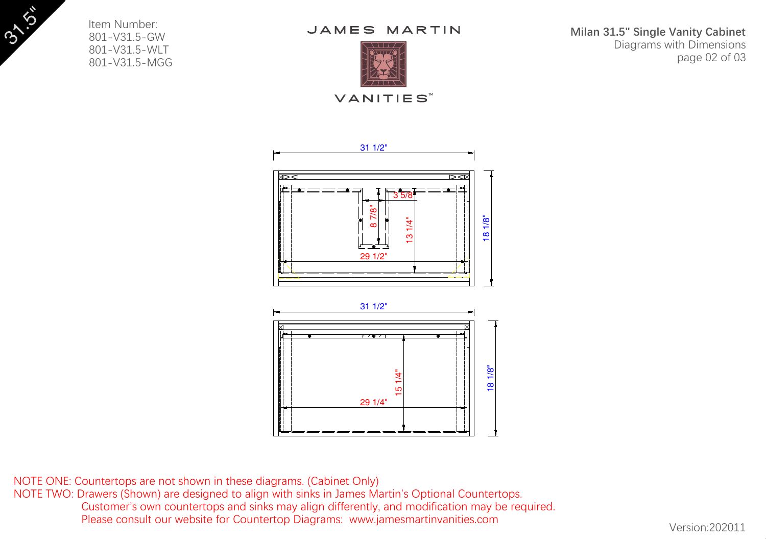31.5"

Item Number:
801-V31.5-GW
801-V31.5-WLT
801-V31.5-MGG

JAMES MARTIN

VANITIES™

**Milan 31.5" Single Vanity Cabinet**
Diagrams with Dimensions
page 02 of 03

31 1/2"

3 5/8

8 7/8"

13 1/4"

18 1/8"

29 1/2"

31 1/2"

15 1/4"

18 1/8"

29 1/4"

NOTE ONE: Countertops are not shown in these diagrams. (Cabinet Only)
NOTE TWO: Drawers (Shown) are designed to align with sinks in James Martin's Optional Countertops.
Customer's own countertops and sinks may align differently, and modification may be required.
Please consult our website for Countertop Diagrams: www.jamesmartinvanities.com

Version:202011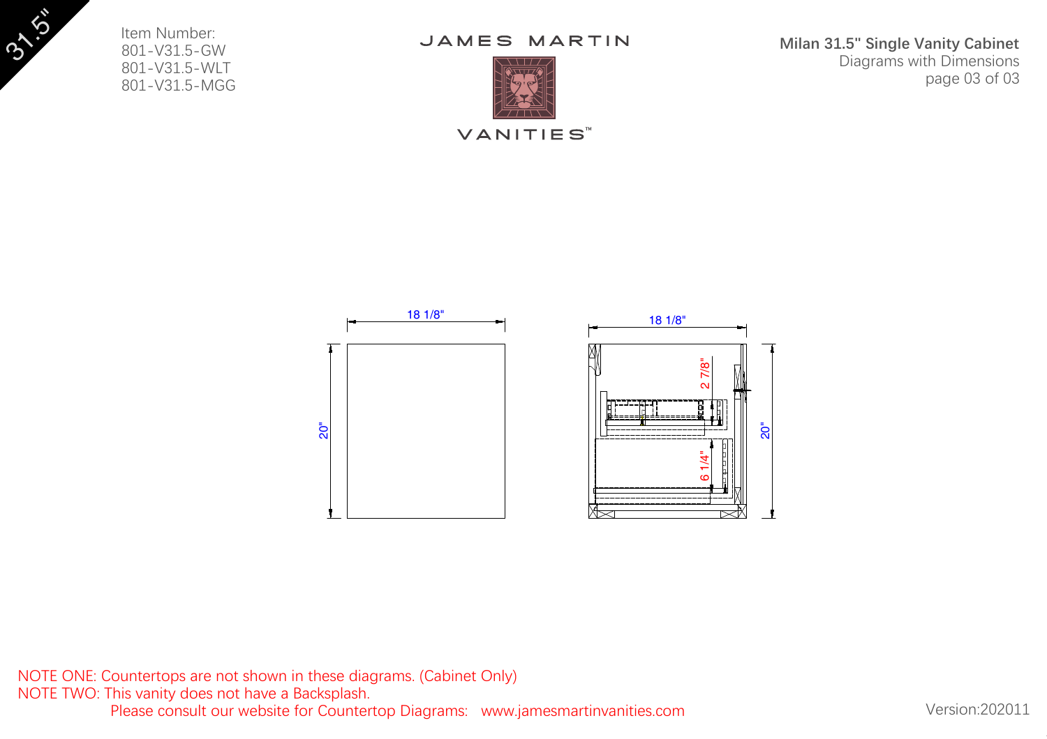31.5"

Item Number:
801-V31.5-GW
801-V31.5-WLT
801-V31.5-MGG

JAMES MARTIN

VANITIES™

**Milan 31.5" Single Vanity Cabinet**
Diagrams with Dimensions

18 1/8"

20"

18 1/8"

2 7/8"

6 1/4"

20"

NOTE ONE: Countertops are not shown in these diagrams. (Cabinet Only)
NOTE TWO: This vanity does not have a Backsplash.
Please consult our website for Countertop Diagrams: www.jamesmartinvanities.com

Version:202011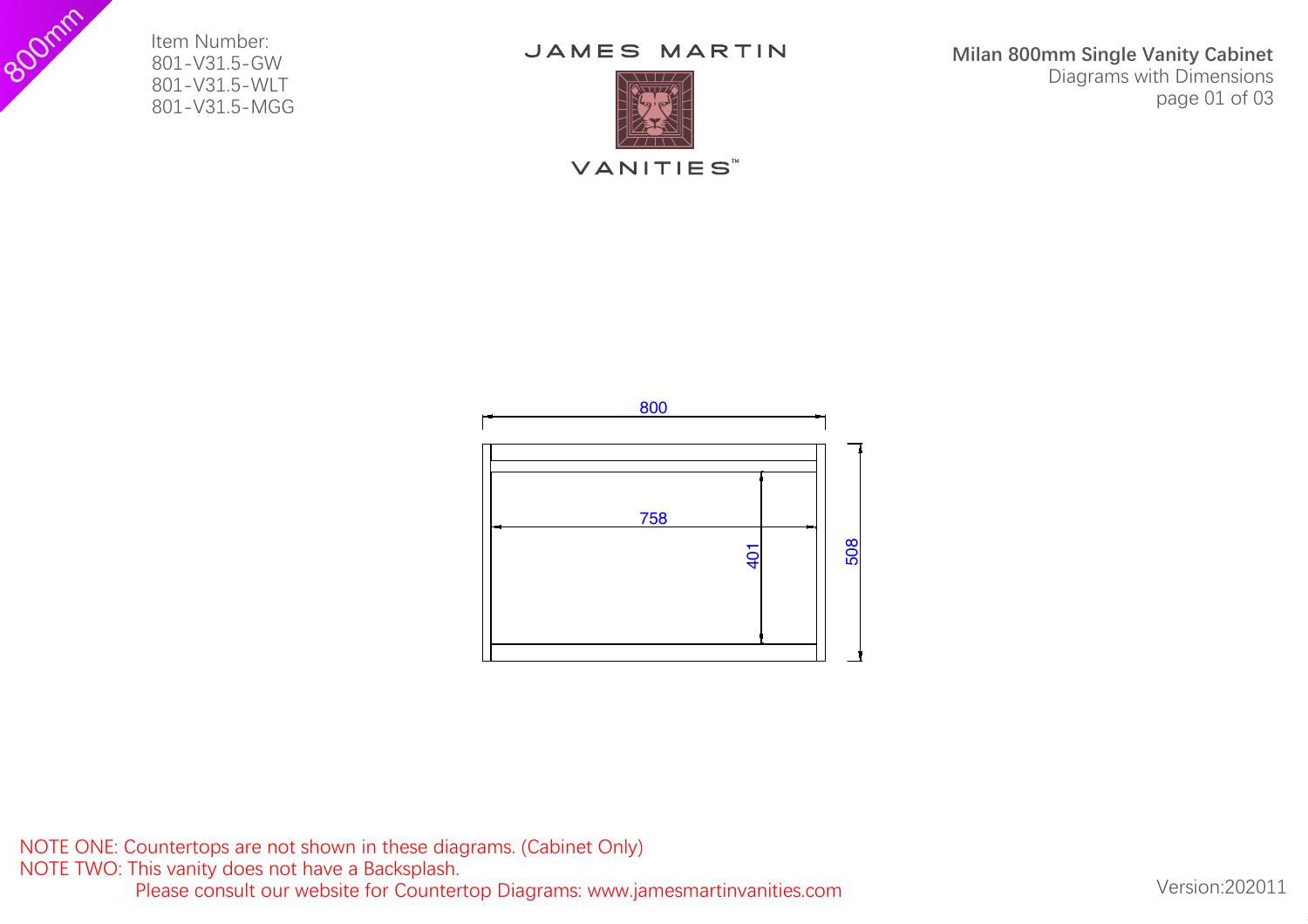800mm

Item Number:
801-V31.5-GW
801-V31.5-WLT
801-V31.5-MGG

JAMES MARTIN

VANITIES™

**Milan 800mm Single Vanity Cabinet**
Diagrams with Dimensions
page 01 of 03

800

758

401

508

NOTE ONE: Countertops are not shown in these diagrams. (Cabinet Only)
NOTE TWO: This vanity does not have a Backsplash.
Please consult our website for Countertop Diagrams: www.jamesmartinvanities.com

Version:202011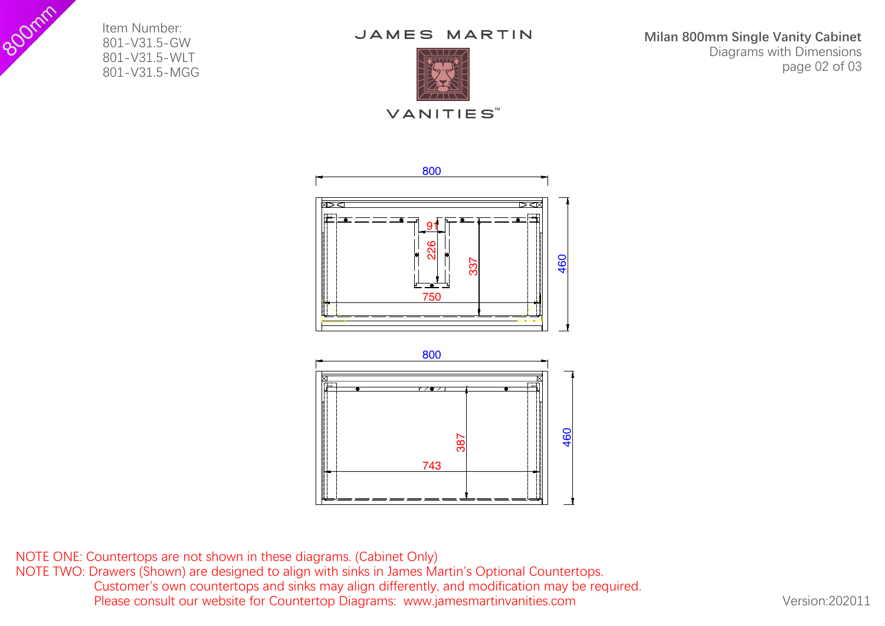800mm

Item Number:
801-V31.5-GW
801-V31.5-WLT
801-V31.5-MGG

JAMES MARTIN

VANITIES™

**Milan 800mm Single Vanity Cabinet**
Diagrams with Dimensions
page 02 of 03

800

91

226

337

460

750

800

387

460

743

NOTE ONE: Countertops are not shown in these diagrams. (Cabinet Only)
NOTE TWO: Drawers (Shown) are designed to align with sinks in James Martin's Optional Countertops.
Customer's own countertops and sinks may align differently, and modification may be required.
Please consult our website for Countertop Diagrams: www.jamesmartinvanities.com

Version:202011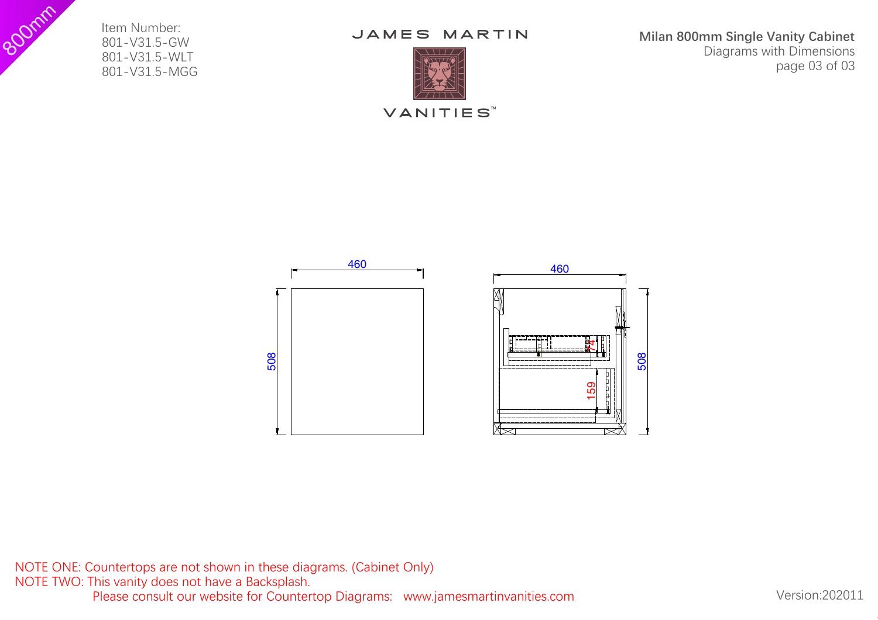800mm

Item Number:
801-V31.5-GW
801-V31.5-WLT
801-V31.5-MGG

JAMES MARTIN

VANITIES™

**Milan 800mm Single Vanity Cabinet**
Diagrams with Dimensions

460

508

460

508

74

159

NOTE ONE: Countertops are not shown in these diagrams. (Cabinet Only)
NOTE TWO: This vanity does not have a Backsplash.
Please consult our website for Countertop Diagrams: www.jamesmartinvanities.com

Version:202011